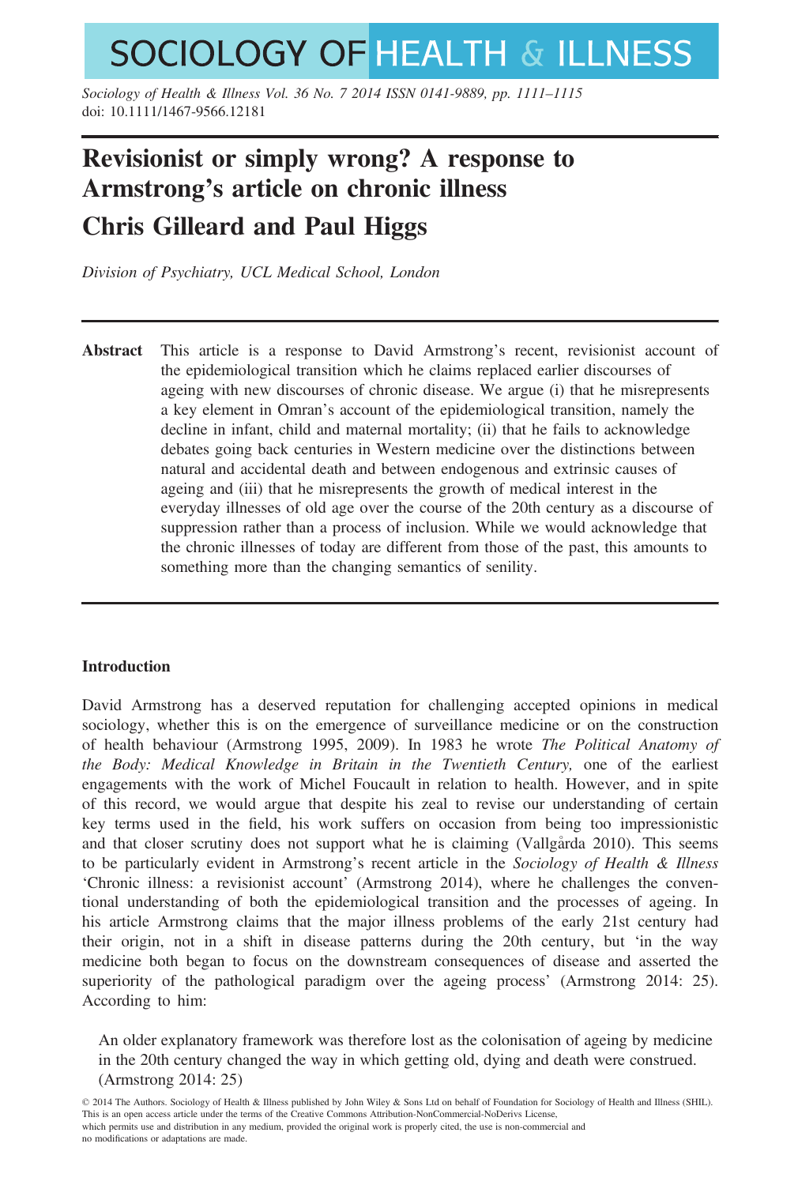# Revisionist or simply wrong? A response to Armstrong's article on chronic illness

## Chris Gilleard and Paul Higgs

*Division of Psychiatry, UCL Medical School, London*

**Abstract** This article is a response to David Armstrong's recent, revisionist account of the epidemiological transition which he claims replaced earlier discourses of ageing with new discourses of chronic disease. We argue (i) that he misrepresents a key element in Omran's account of the epidemiological transition, namely the decline in infant, child and maternal mortality; (ii) that he fails to acknowledge debates going back centuries in Western medicine over the distinctions between natural and accidental death and between endogenous and extrinsic causes of ageing and (iii) that he misrepresents the growth of medical interest in the everyday illnesses of old age over the course of the 20th century as a discourse of suppression rather than a process of inclusion. While we would acknowledge that the chronic illnesses of today are different from those of the past, this amounts to something more than the changing semantics of senility.

### Introduction

David Armstrong has a deserved reputation for challenging accepted opinions in medical sociology, whether this is on the emergence of surveillance medicine or on the construction of health behaviour (Armstrong 1995, 2009). In 1983 he wrote *The Political Anatomy of the Body: Medical Knowledge in Britain in the Twentieth Century,* one of the earliest engagements with the work of Michel Foucault in relation to health. However, and in spite of this record, we would argue that despite his zeal to revise our understanding of certain key terms used in the field, his work suffers on occasion from being too impressionistic and that closer scrutiny does not support what he is claiming (Vallgårda 2010). This seems to be particularly evident in Armstrong's recent article in the *Sociology of Health & Illness* 'Chronic illness: a revisionist account' (Armstrong 2014), where he challenges the conventional understanding of both the epidemiological transition and the processes of ageing. In his article Armstrong claims that the major illness problems of the early 21st century had their origin, not in a shift in disease patterns during the 20th century, but 'in the way medicine both began to focus on the downstream consequences of disease and asserted the superiority of the pathological paradigm over the ageing process' (Armstrong 2014: 25). According to him:

> An older explanatory framework was therefore lost as the colonisation of ageing by medicine in the 20th century changed the way in which getting old, dying and death were construed. (Armstrong 2014: 25)

© 2014 The Authors. Sociology of Health & Illness published by John Wiley & Sons Ltd on behalf of Foundation for Sociology of Health and Illness (SHIL). This is an open access article under the terms of the Creative Commons Attribution-NonCommercial-NoDerivs License, which permits use and distribution in any medium, provided the original work is properly cited, the use is non-commercial and no modifications or adaptations are made.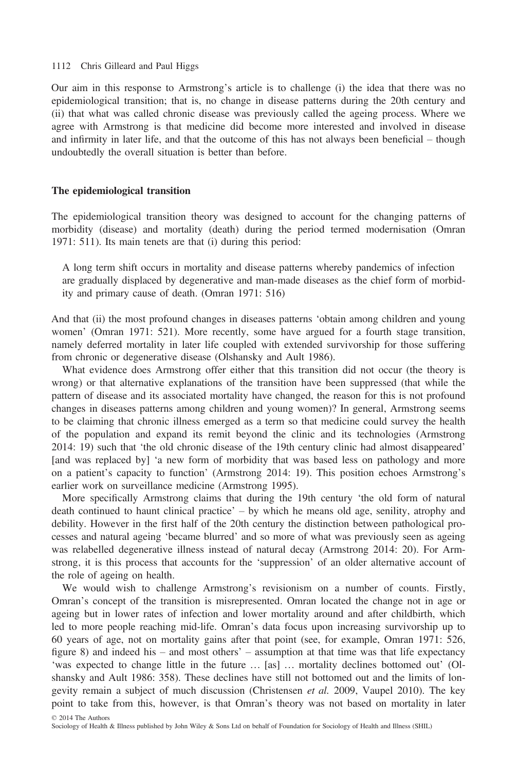Our aim in this response to Armstrong's article is to challenge (i) the idea that there was no epidemiological transition; that is, no change in disease patterns during the 20th century and (ii) that what was called chronic disease was previously called the ageing process. Where we agree with Armstrong is that medicine did become more interested and involved in disease and infirmity in later life, and that the outcome of this has not always been beneficial – though undoubtedly the overall situation is better than before.

## The epidemiological transition

The epidemiological transition theory was designed to account for the changing patterns of morbidity (disease) and mortality (death) during the period termed modernisation (Omran 1971: 511). Its main tenets are that (i) during this period:

> A long term shift occurs in mortality and disease patterns whereby pandemics of infection are gradually displaced by degenerative and man-made diseases as the chief form of morbidity and primary cause of death. (Omran 1971: 516)

And that (ii) the most profound changes in diseases patterns 'obtain among children and young women' (Omran 1971: 521). More recently, some have argued for a fourth stage transition, namely deferred mortality in later life coupled with extended survivorship for those suffering from chronic or degenerative disease (Olshansky and Ault 1986).

What evidence does Armstrong offer either that this transition did not occur (the theory is wrong) or that alternative explanations of the transition have been suppressed (that while the pattern of disease and its associated mortality have changed, the reason for this is not profound changes in diseases patterns among children and young women)? In general, Armstrong seems to be claiming that chronic illness emerged as a term so that medicine could survey the health of the population and expand its remit beyond the clinic and its technologies (Armstrong 2014: 19) such that 'the old chronic disease of the 19th century clinic had almost disappeared' [and was replaced by] 'a new form of morbidity that was based less on pathology and more on a patient's capacity to function' (Armstrong 2014: 19). This position echoes Armstrong's earlier work on surveillance medicine (Armstrong 1995).

More specifically Armstrong claims that during the 19th century 'the old form of natural death continued to haunt clinical practice' – by which he means old age, senility, atrophy and debility. However in the first half of the 20th century the distinction between pathological processes and natural ageing 'became blurred' and so more of what was previously seen as ageing was relabelled degenerative illness instead of natural decay (Armstrong 2014: 20). For Armstrong, it is this process that accounts for the 'suppression' of an older alternative account of the role of ageing on health.

We would wish to challenge Armstrong's revisionism on a number of counts. Firstly, Omran's concept of the transition is misrepresented. Omran located the change not in age or ageing but in lower rates of infection and lower mortality around and after childbirth, which led to more people reaching mid-life. Omran's data focus upon increasing survivorship up to 60 years of age, not on mortality gains after that point (see, for example, Omran 1971: 526, figure 8) and indeed his – and most others' – assumption at that time was that life expectancy 'was expected to change little in the future … [as] … mortality declines bottomed out' (Olshansky and Ault 1986: 358). These declines have still not bottomed out and the limits of longevity remain a subject of much discussion (Christensen *et al.* 2009, Vaupel 2010). The key point to take from this, however, is that Omran's theory was not based on mortality in later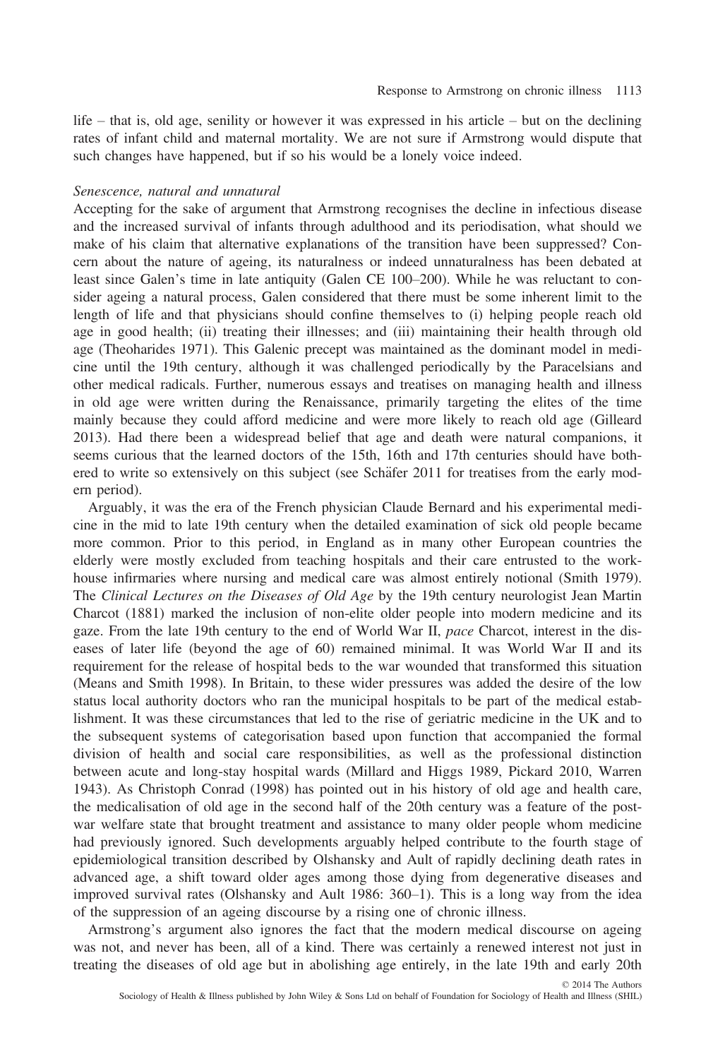life – that is, old age, senility or however it was expressed in his article – but on the declining rates of infant child and maternal mortality. We are not sure if Armstrong would dispute that such changes have happened, but if so his would be a lonely voice indeed.

*Senescence, natural and unnatural*

Accepting for the sake of argument that Armstrong recognises the decline in infectious disease and the increased survival of infants through adulthood and its periodisation, what should we make of his claim that alternative explanations of the transition have been suppressed? Concern about the nature of ageing, its naturalness or indeed unnaturalness has been debated at least since Galen's time in late antiquity (Galen CE 100–200). While he was reluctant to consider ageing a natural process, Galen considered that there must be some inherent limit to the length of life and that physicians should confine themselves to (i) helping people reach old age in good health; (ii) treating their illnesses; and (iii) maintaining their health through old age (Theoharides 1971). This Galenic precept was maintained as the dominant model in medicine until the 19th century, although it was challenged periodically by the Paracelsians and other medical radicals. Further, numerous essays and treatises on managing health and illness in old age were written during the Renaissance, primarily targeting the elites of the time mainly because they could afford medicine and were more likely to reach old age (Gilleard 2013). Had there been a widespread belief that age and death were natural companions, it seems curious that the learned doctors of the 15th, 16th and 17th centuries should have bothered to write so extensively on this subject (see Schäfer 2011 for treatises from the early modern period).

Arguably, it was the era of the French physician Claude Bernard and his experimental medicine in the mid to late 19th century when the detailed examination of sick old people became more common. Prior to this period, in England as in many other European countries the elderly were mostly excluded from teaching hospitals and their care entrusted to the workhouse infirmaries where nursing and medical care was almost entirely notional (Smith 1979). The *Clinical Lectures on the Diseases of Old Age* by the 19th century neurologist Jean Martin Charcot (1881) marked the inclusion of non-elite older people into modern medicine and its gaze. From the late 19th century to the end of World War II, *pace* Charcot, interest in the diseases of later life (beyond the age of 60) remained minimal. It was World War II and its requirement for the release of hospital beds to the war wounded that transformed this situation (Means and Smith 1998). In Britain, to these wider pressures was added the desire of the low status local authority doctors who ran the municipal hospitals to be part of the medical establishment. It was these circumstances that led to the rise of geriatric medicine in the UK and to the subsequent systems of categorisation based upon function that accompanied the formal division of health and social care responsibilities, as well as the professional distinction between acute and long-stay hospital wards (Millard and Higgs 1989, Pickard 2010, Warren 1943). As Christoph Conrad (1998) has pointed out in his history of old age and health care, the medicalisation of old age in the second half of the 20th century was a feature of the post-war welfare state that brought treatment and assistance to many older people whom medicine had previously ignored. Such developments arguably helped contribute to the fourth stage of epidemiological transition described by Olshansky and Ault of rapidly declining death rates in advanced age, a shift toward older ages among those dying from degenerative diseases and improved survival rates (Olshansky and Ault 1986: 360–1). This is a long way from the idea of the suppression of an ageing discourse by a rising one of chronic illness.

Armstrong's argument also ignores the fact that the modern medical discourse on ageing was not, and never has been, all of a kind. There was certainly a renewed interest not just in treating the diseases of old age but in abolishing age entirely, in the late 19th and early 20th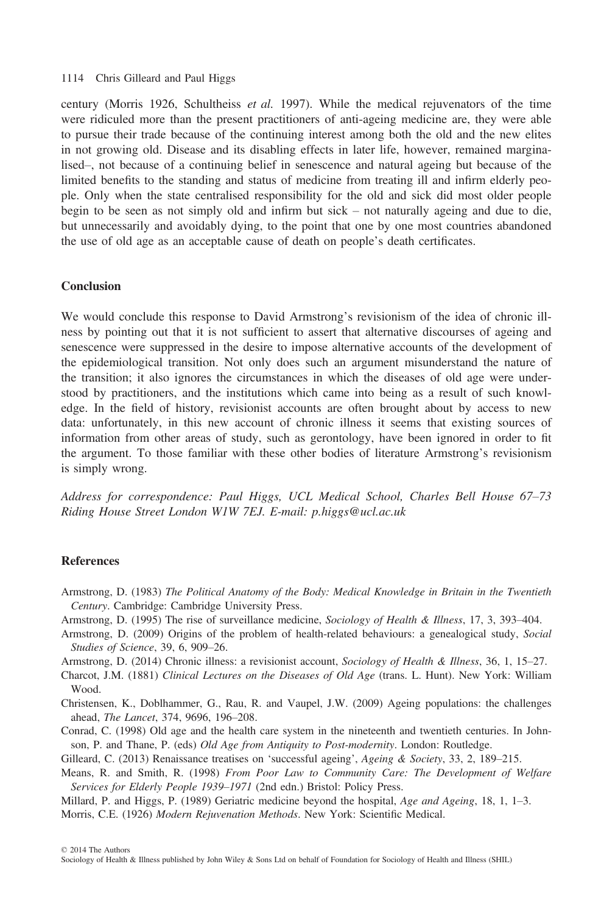century (Morris 1926, Schultheiss *et al.* 1997). While the medical rejuvenators of the time were ridiculed more than the present practitioners of anti-ageing medicine are, they were able to pursue their trade because of the continuing interest among both the old and the new elites in not growing old. Disease and its disabling effects in later life, however, remained marginalised–, not because of a continuing belief in senescence and natural ageing but because of the limited benefits to the standing and status of medicine from treating ill and infirm elderly people. Only when the state centralised responsibility for the old and sick did most older people begin to be seen as not simply old and infirm but sick – not naturally ageing and due to die, but unnecessarily and avoidably dying, to the point that one by one most countries abandoned the use of old age as an acceptable cause of death on people's death certificates.

## Conclusion

We would conclude this response to David Armstrong's revisionism of the idea of chronic illness by pointing out that it is not sufficient to assert that alternative discourses of ageing and senescence were suppressed in the desire to impose alternative accounts of the development of the epidemiological transition. Not only does such an argument misunderstand the nature of the transition; it also ignores the circumstances in which the diseases of old age were understood by practitioners, and the institutions which came into being as a result of such knowledge. In the field of history, revisionist accounts are often brought about by access to new data: unfortunately, in this new account of chronic illness it seems that existing sources of information from other areas of study, such as gerontology, have been ignored in order to fit the argument. To those familiar with these other bodies of literature Armstrong's revisionism is simply wrong.

*Address for correspondence: Paul Higgs, UCL Medical School, Charles Bell House 67–73 Riding House Street London W1W 7EJ. E-mail: p.higgs@ucl.ac.uk*

## References

Armstrong, D. (1983) *The Political Anatomy of the Body: Medical Knowledge in Britain in the Twentieth Century*. Cambridge: Cambridge University Press.

Armstrong, D. (1995) The rise of surveillance medicine, *Sociology of Health & Illness*, 17, 3, 393–404.

Armstrong, D. (2009) Origins of the problem of health-related behaviours: a genealogical study, *Social Studies of Science*, 39, 6, 909–26.

Armstrong, D. (2014) Chronic illness: a revisionist account, *Sociology of Health & Illness*, 36, 1, 15–27.

Charcot, J.M. (1881) *Clinical Lectures on the Diseases of Old Age* (trans. L. Hunt). New York: William Wood.

Christensen, K., Doblhammer, G., Rau, R. and Vaupel, J.W. (2009) Ageing populations: the challenges ahead, *The Lancet*, 374, 9696, 196–208.

Conrad, C. (1998) Old age and the health care system in the nineteenth and twentieth centuries. In Johnson, P. and Thane, P. (eds) *Old Age from Antiquity to Post-modernity*. London: Routledge.

Gilleard, C. (2013) Renaissance treatises on 'successful ageing', *Ageing & Society*, 33, 2, 189–215.

Means, R. and Smith, R. (1998) *From Poor Law to Community Care: The Development of Welfare Services for Elderly People 1939–1971* (2nd edn.) Bristol: Policy Press.

Millard, P. and Higgs, P. (1989) Geriatric medicine beyond the hospital, *Age and Ageing*, 18, 1, 1–3.

Morris, C.E. (1926) *Modern Rejuvenation Methods*. New York: Scientific Medical.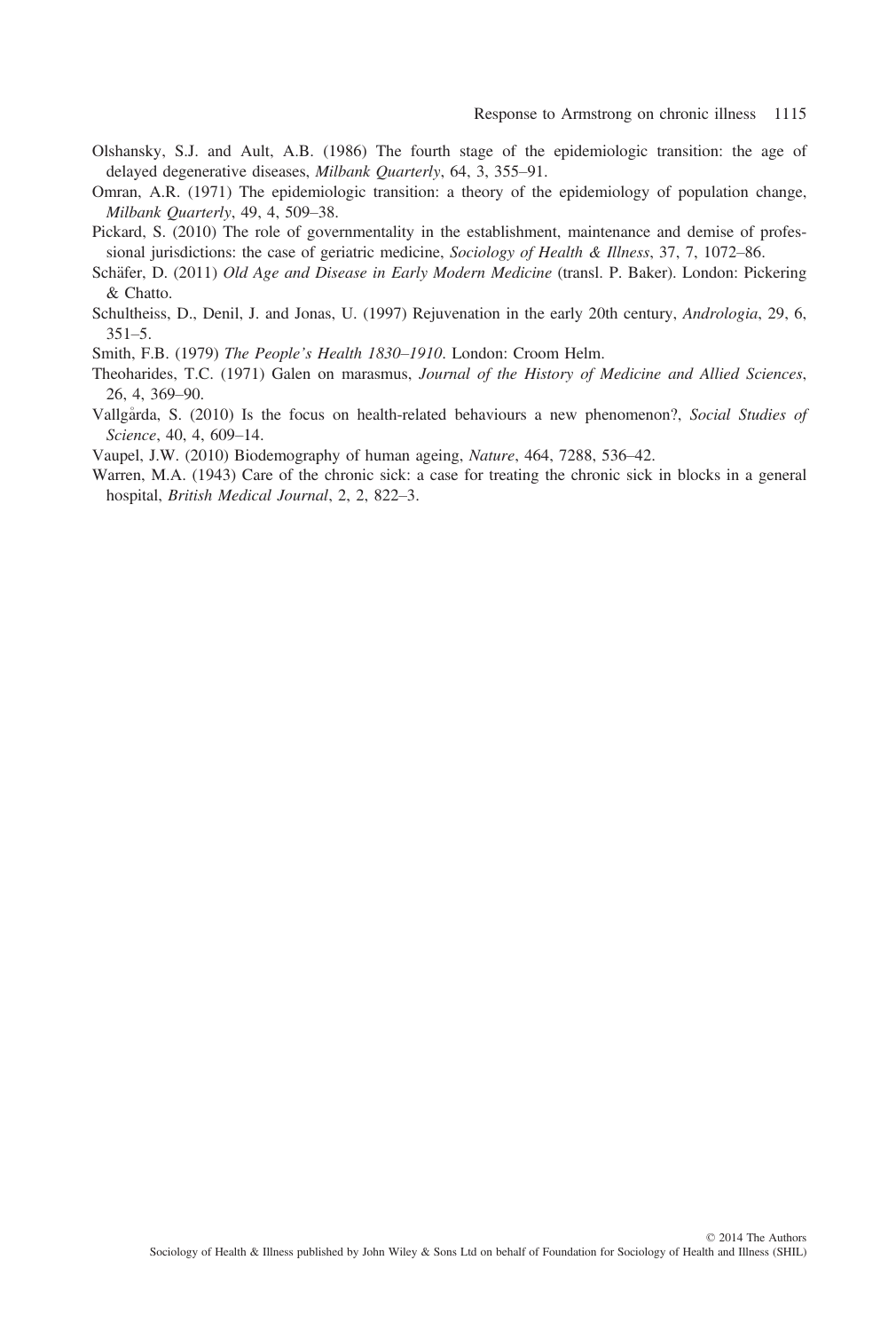Olshansky, S.J. and Ault, A.B. (1986) The fourth stage of the epidemiologic transition: the age of delayed degenerative diseases, *Milbank Quarterly*, 64, 3, 355–91.

Omran, A.R. (1971) The epidemiologic transition: a theory of the epidemiology of population change, *Milbank Quarterly*, 49, 4, 509–38.

Pickard, S. (2010) The role of governmentality in the establishment, maintenance and demise of professional jurisdictions: the case of geriatric medicine, *Sociology of Health & Illness*, 37, 7, 1072–86.

Schäfer, D. (2011) *Old Age and Disease in Early Modern Medicine* (transl. P. Baker). London: Pickering & Chatto.

Schultheiss, D., Denil, J. and Jonas, U. (1997) Rejuvenation in the early 20th century, *Andrologia*, 29, 6, 351–5.

Smith, F.B. (1979) *The People's Health 1830–1910*. London: Croom Helm.

Theoharides, T.C. (1971) Galen on marasmus, *Journal of the History of Medicine and Allied Sciences*, 26, 4, 369–90.

Vallgårda, S. (2010) Is the focus on health-related behaviours a new phenomenon?, *Social Studies of Science*, 40, 4, 609–14.

Vaupel, J.W. (2010) Biodemography of human ageing, *Nature*, 464, 7288, 536–42.

Warren, M.A. (1943) Care of the chronic sick: a case for treating the chronic sick in blocks in a general hospital, *British Medical Journal*, 2, 2, 822–3.